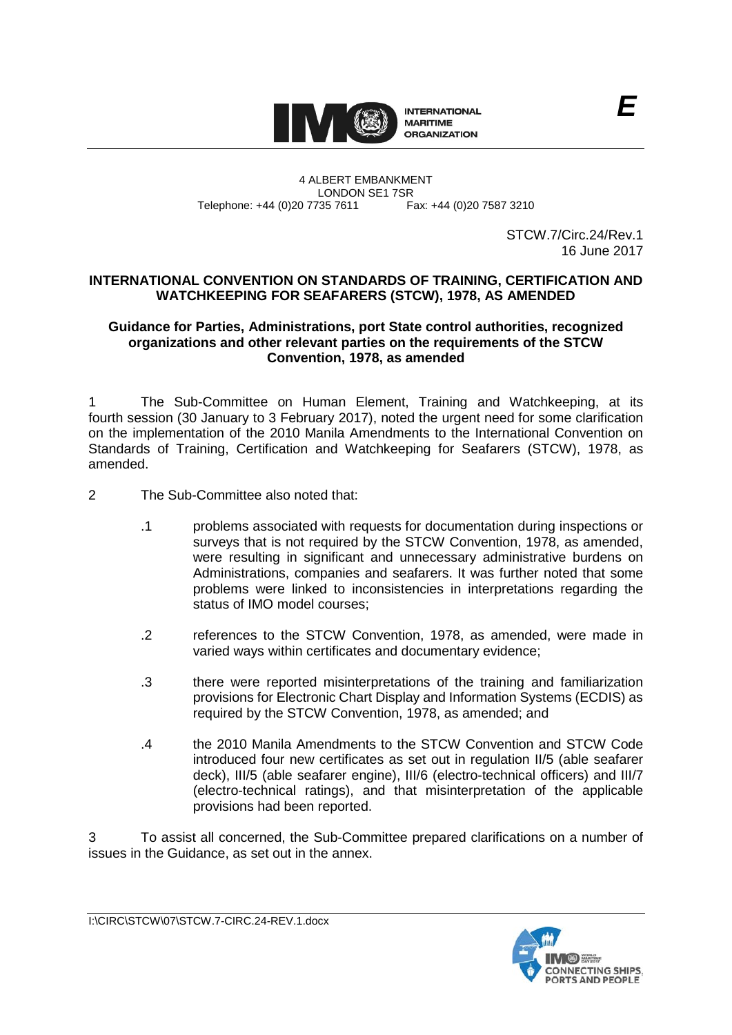INTERNATIONAL MARITIME ORGANIZATION

E

4 ALBERT EMBANKMENT
LONDON SE1 7SR
Telephone: +44 (0)20 7735 7611 Fax: +44 (0)20 7587 3210

STCW.7/Circ.24/Rev.1
16 June 2017

**INTERNATIONAL CONVENTION ON STANDARDS OF TRAINING, CERTIFICATION AND WATCHKEEPING FOR SEAFARERS (STCW), 1978, AS AMENDED**

**Guidance for Parties, Administrations, port State control authorities, recognized organizations and other relevant parties on the requirements of the STCW Convention, 1978, as amended**

1 The Sub-Committee on Human Element, Training and Watchkeeping, at its fourth session (30 January to 3 February 2017), noted the urgent need for some clarification on the implementation of the 2010 Manila Amendments to the International Convention on Standards of Training, Certification and Watchkeeping for Seafarers (STCW), 1978, as amended.

2 The Sub-Committee also noted that:

.1 problems associated with requests for documentation during inspections or surveys that is not required by the STCW Convention, 1978, as amended, were resulting in significant and unnecessary administrative burdens on Administrations, companies and seafarers. It was further noted that some problems were linked to inconsistencies in interpretations regarding the status of IMO model courses;

.2 references to the STCW Convention, 1978, as amended, were made in varied ways within certificates and documentary evidence;

.3 there were reported misinterpretations of the training and familiarization provisions for Electronic Chart Display and Information Systems (ECDIS) as required by the STCW Convention, 1978, as amended; and

.4 the 2010 Manila Amendments to the STCW Convention and STCW Code introduced four new certificates as set out in regulation II/5 (able seafarer deck), III/5 (able seafarer engine), III/6 (electro-technical officers) and III/7 (electro-technical ratings), and that misinterpretation of the applicable provisions had been reported.

3 To assist all concerned, the Sub-Committee prepared clarifications on a number of issues in the Guidance, as set out in the annex.

I:\CIRC\STCW\07\STCW.7-CIRC.24-REV.1.docx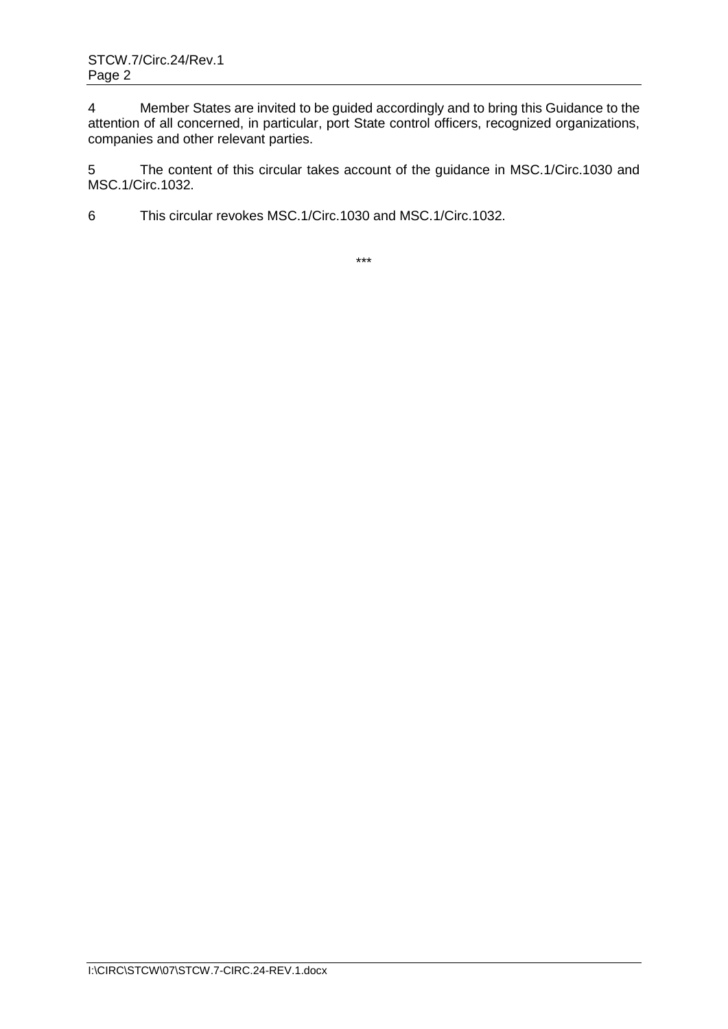4 Member States are invited to be guided accordingly and to bring this Guidance to the attention of all concerned, in particular, port State control officers, recognized organizations, companies and other relevant parties.

5 The content of this circular takes account of the guidance in MSC.1/Circ.1030 and MSC.1/Circ.1032.

6 This circular revokes MSC.1/Circ.1030 and MSC.1/Circ.1032.

***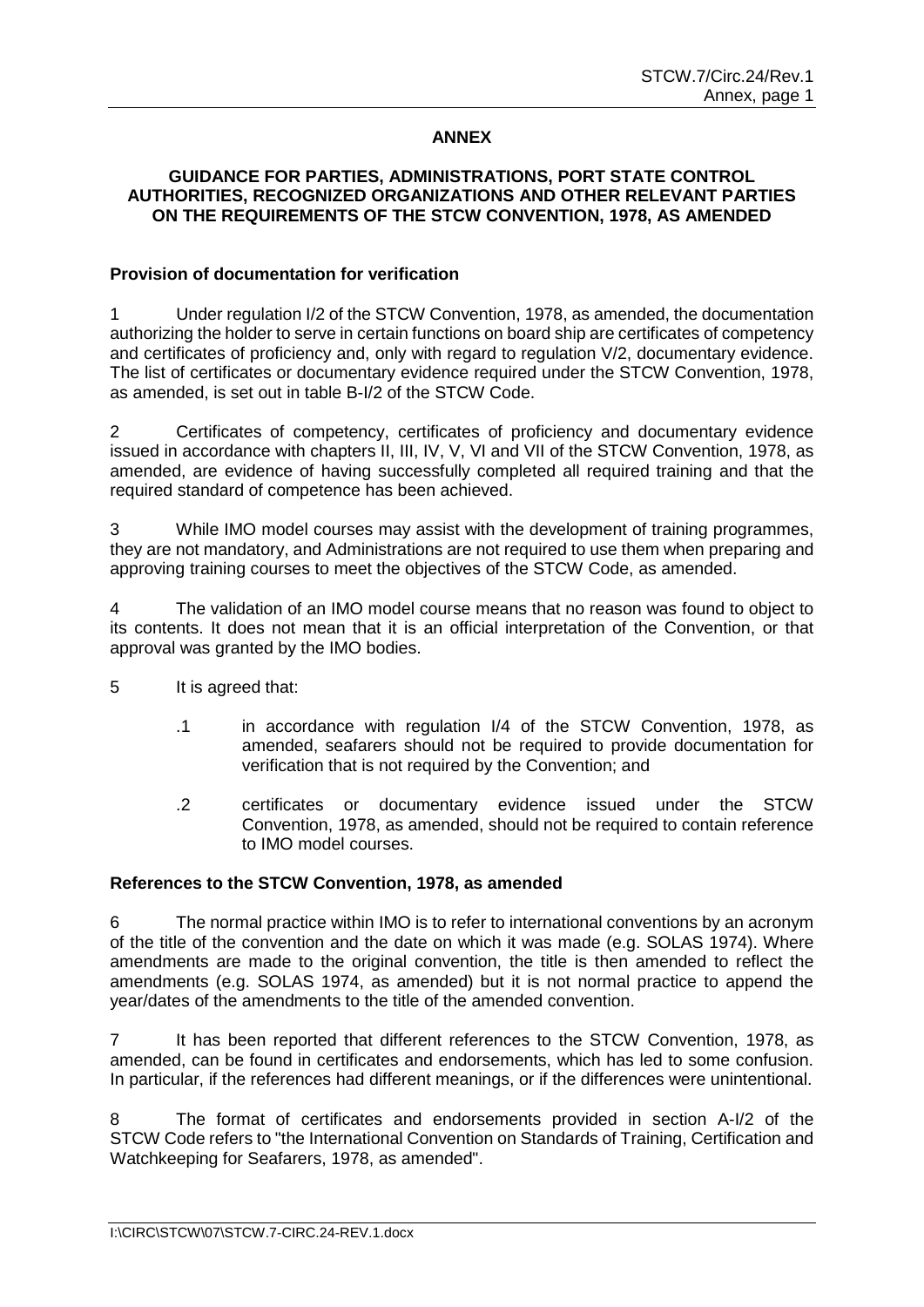## ANNEX

### GUIDANCE FOR PARTIES, ADMINISTRATIONS, PORT STATE CONTROL AUTHORITIES, RECOGNIZED ORGANIZATIONS AND OTHER RELEVANT PARTIES ON THE REQUIREMENTS OF THE STCW CONVENTION, 1978, AS AMENDED

**Provision of documentation for verification**

1 Under regulation I/2 of the STCW Convention, 1978, as amended, the documentation authorizing the holder to serve in certain functions on board ship are certificates of competency and certificates of proficiency and, only with regard to regulation V/2, documentary evidence. The list of certificates or documentary evidence required under the STCW Convention, 1978, as amended, is set out in table B-I/2 of the STCW Code.

2 Certificates of competency, certificates of proficiency and documentary evidence issued in accordance with chapters II, III, IV, V, VI and VII of the STCW Convention, 1978, as amended, are evidence of having successfully completed all required training and that the required standard of competence has been achieved.

3 While IMO model courses may assist with the development of training programmes, they are not mandatory, and Administrations are not required to use them when preparing and approving training courses to meet the objectives of the STCW Code, as amended.

4 The validation of an IMO model course means that no reason was found to object to its contents. It does not mean that it is an official interpretation of the Convention, or that approval was granted by the IMO bodies.

5 It is agreed that:

.1 in accordance with regulation I/4 of the STCW Convention, 1978, as amended, seafarers should not be required to provide documentation for verification that is not required by the Convention; and

.2 certificates or documentary evidence issued under the STCW Convention, 1978, as amended, should not be required to contain reference to IMO model courses.

**References to the STCW Convention, 1978, as amended**

6 The normal practice within IMO is to refer to international conventions by an acronym of the title of the convention and the date on which it was made (e.g. SOLAS 1974). Where amendments are made to the original convention, the title is then amended to reflect the amendments (e.g. SOLAS 1974, as amended) but it is not normal practice to append the year/dates of the amendments to the title of the amended convention.

7 It has been reported that different references to the STCW Convention, 1978, as amended, can be found in certificates and endorsements, which has led to some confusion. In particular, if the references had different meanings, or if the differences were unintentional.

8 The format of certificates and endorsements provided in section A-I/2 of the STCW Code refers to "the International Convention on Standards of Training, Certification and Watchkeeping for Seafarers, 1978, as amended".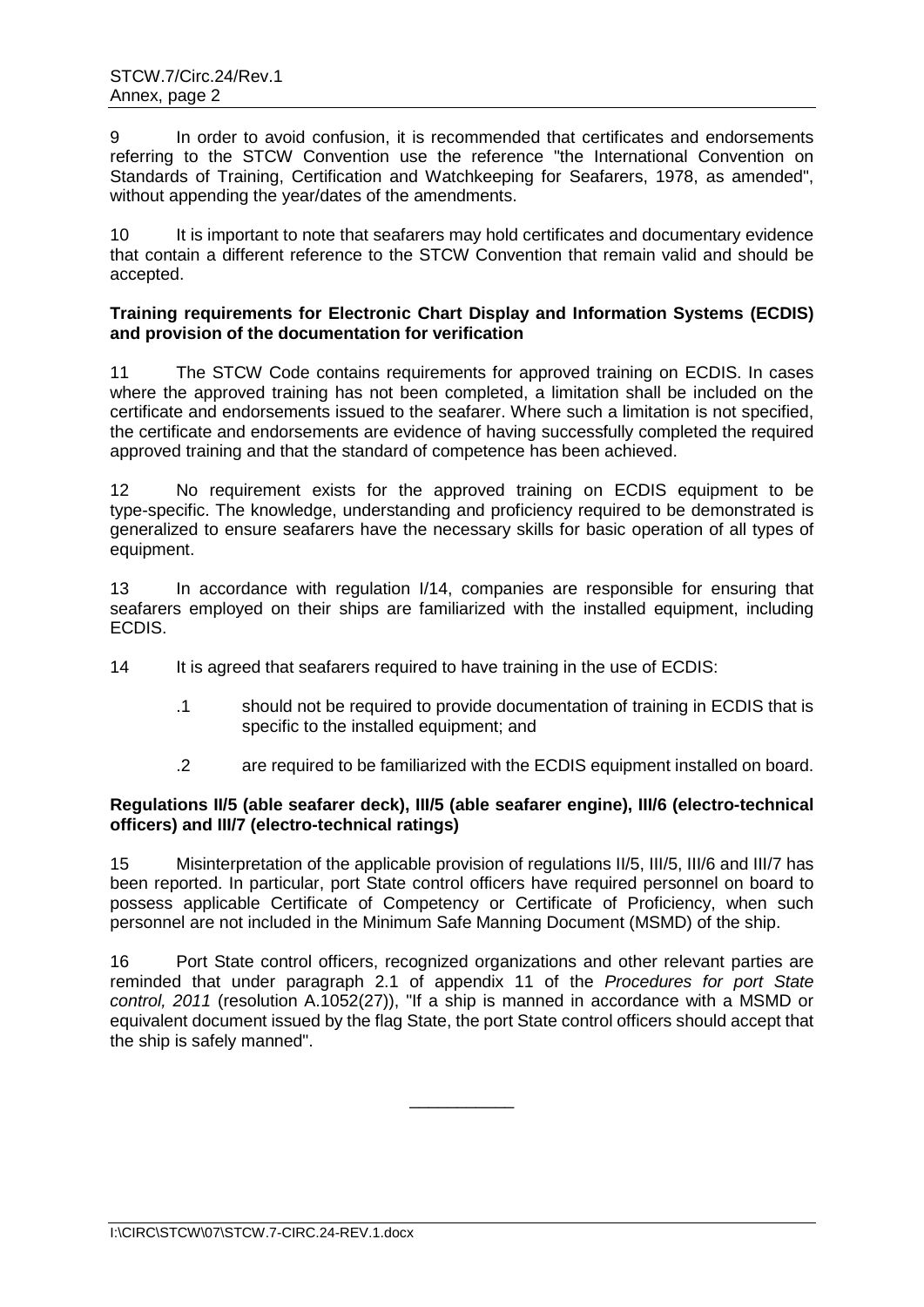9 In order to avoid confusion, it is recommended that certificates and endorsements referring to the STCW Convention use the reference "the International Convention on Standards of Training, Certification and Watchkeeping for Seafarers, 1978, as amended", without appending the year/dates of the amendments.

10 It is important to note that seafarers may hold certificates and documentary evidence that contain a different reference to the STCW Convention that remain valid and should be accepted.

**Training requirements for Electronic Chart Display and Information Systems (ECDIS) and provision of the documentation for verification**

11 The STCW Code contains requirements for approved training on ECDIS. In cases where the approved training has not been completed, a limitation shall be included on the certificate and endorsements issued to the seafarer. Where such a limitation is not specified, the certificate and endorsements are evidence of having successfully completed the required approved training and that the standard of competence has been achieved.

12 No requirement exists for the approved training on ECDIS equipment to be type-specific. The knowledge, understanding and proficiency required to be demonstrated is generalized to ensure seafarers have the necessary skills for basic operation of all types of equipment.

13 In accordance with regulation I/14, companies are responsible for ensuring that seafarers employed on their ships are familiarized with the installed equipment, including ECDIS.

14 It is agreed that seafarers required to have training in the use of ECDIS:

.1 should not be required to provide documentation of training in ECDIS that is specific to the installed equipment; and

.2 are required to be familiarized with the ECDIS equipment installed on board.

**Regulations II/5 (able seafarer deck), III/5 (able seafarer engine), III/6 (electro-technical officers) and III/7 (electro-technical ratings)**

15 Misinterpretation of the applicable provision of regulations II/5, III/5, III/6 and III/7 has been reported. In particular, port State control officers have required personnel on board to possess applicable Certificate of Competency or Certificate of Proficiency, when such personnel are not included in the Minimum Safe Manning Document (MSMD) of the ship.

16 Port State control officers, recognized organizations and other relevant parties are reminded that under paragraph 2.1 of appendix 11 of the *Procedures for port State control, 2011* (resolution A.1052(27)), "If a ship is manned in accordance with a MSMD or equivalent document issued by the flag State, the port State control officers should accept that the ship is safely manned".

___________